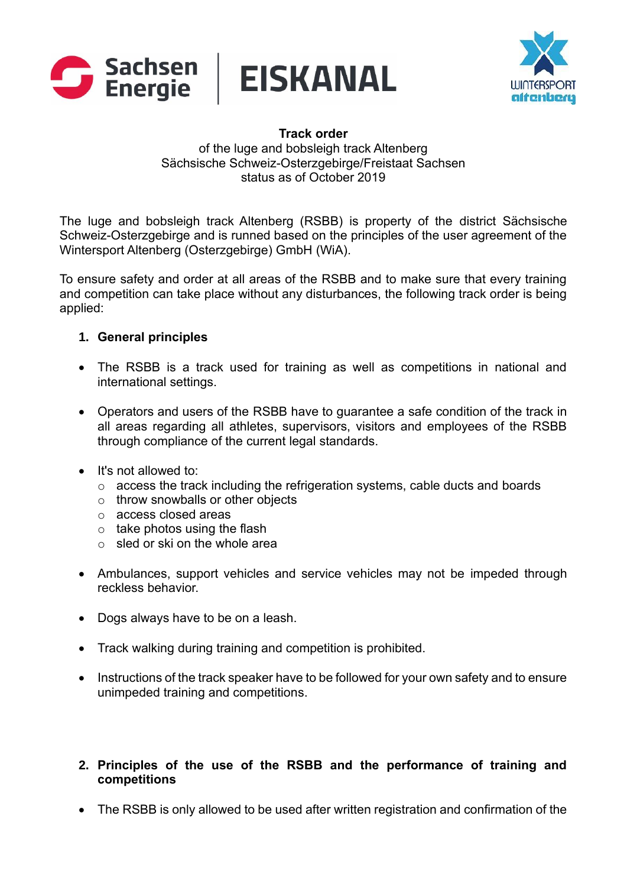# Track order

of the luge and bobsleigh track Altenberg
Sächsische Schweiz-Osterzgebirge/Freistaat Sachsen
status as of October 2019

The luge and bobsleigh track Altenberg (RSBB) is property of the district Sächsische Schweiz-Osterzgebirge and is runned based on the principles of the user agreement of the Wintersport Altenberg (Osterzgebirge) GmbH (WiA).

To ensure safety and order at all areas of the RSBB and to make sure that every training and competition can take place without any disturbances, the following track order is being applied:

## 1. General principles

- The RSBB is a track used for training as well as competitions in national and international settings.
- Operators and users of the RSBB have to guarantee a safe condition of the track in all areas regarding all athletes, supervisors, visitors and employees of the RSBB through compliance of the current legal standards.
- It's not allowed to:
    - access the track including the refrigeration systems, cable ducts and boards
    - throw snowballs or other objects
    - access closed areas
    - take photos using the flash
    - sled or ski on the whole area
- Ambulances, support vehicles and service vehicles may not be impeded through reckless behavior.
- Dogs always have to be on a leash.
- Track walking during training and competition is prohibited.
- Instructions of the track speaker have to be followed for your own safety and to ensure unimpeded training and competitions.

## 2. Principles of the use of the RSBB and the performance of training and competitions

- The RSBB is only allowed to be used after written registration and confirmation of the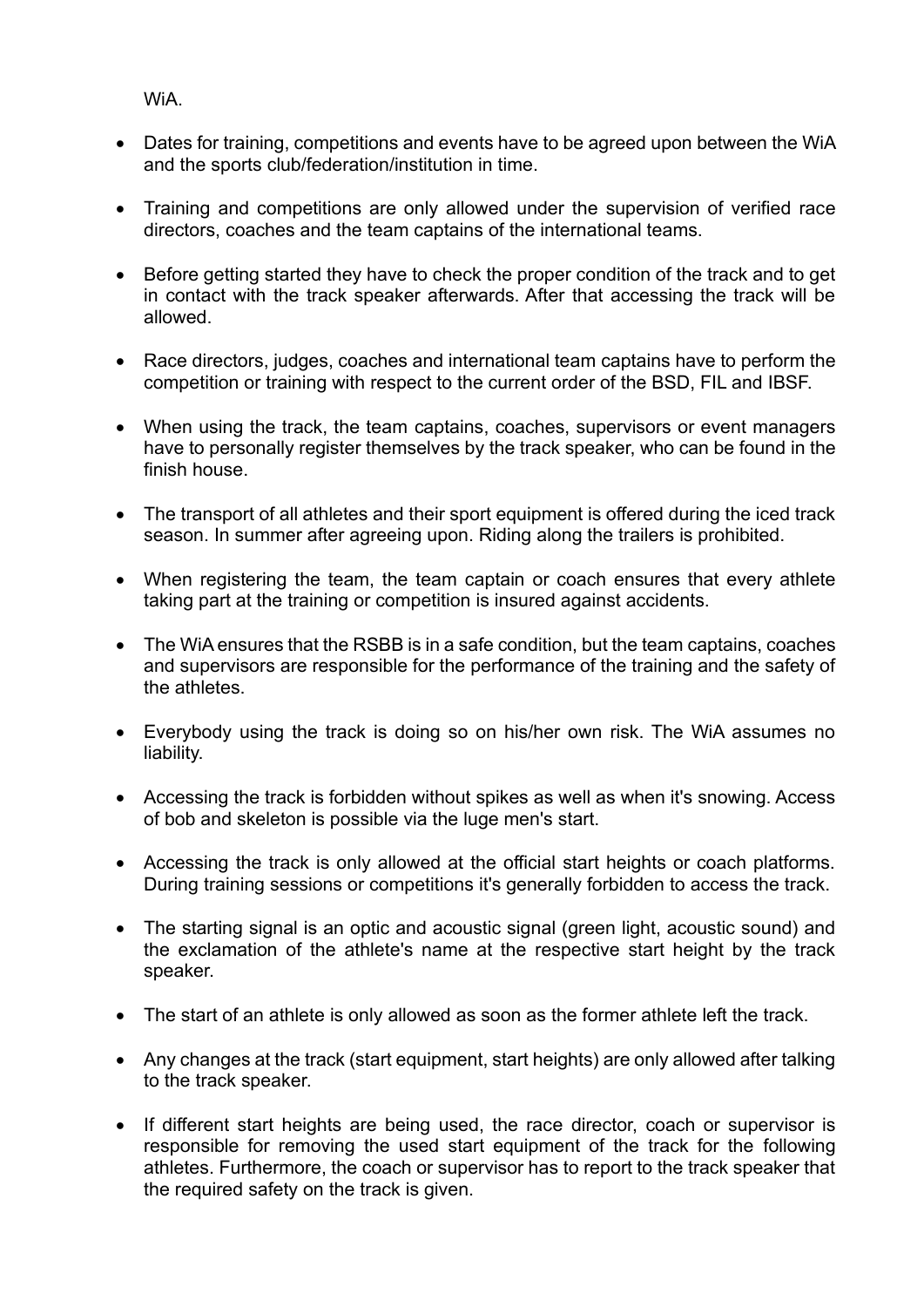WiA.

- Dates for training, competitions and events have to be agreed upon between the WiA and the sports club/federation/institution in time.

- Training and competitions are only allowed under the supervision of verified race directors, coaches and the team captains of the international teams.

- Before getting started they have to check the proper condition of the track and to get in contact with the track speaker afterwards. After that accessing the track will be allowed.

- Race directors, judges, coaches and international team captains have to perform the competition or training with respect to the current order of the BSD, FIL and IBSF.

- When using the track, the team captains, coaches, supervisors or event managers have to personally register themselves by the track speaker, who can be found in the finish house.

- The transport of all athletes and their sport equipment is offered during the iced track season. In summer after agreeing upon. Riding along the trailers is prohibited.

- When registering the team, the team captain or coach ensures that every athlete taking part at the training or competition is insured against accidents.

- The WiA ensures that the RSBB is in a safe condition, but the team captains, coaches and supervisors are responsible for the performance of the training and the safety of the athletes.

- Everybody using the track is doing so on his/her own risk. The WiA assumes no liability.

- Accessing the track is forbidden without spikes as well as when it's snowing. Access of bob and skeleton is possible via the luge men's start.

- Accessing the track is only allowed at the official start heights or coach platforms. During training sessions or competitions it's generally forbidden to access the track.

- The starting signal is an optic and acoustic signal (green light, acoustic sound) and the exclamation of the athlete's name at the respective start height by the track speaker.

- The start of an athlete is only allowed as soon as the former athlete left the track.

- Any changes at the track (start equipment, start heights) are only allowed after talking to the track speaker.

- If different start heights are being used, the race director, coach or supervisor is responsible for removing the used start equipment of the track for the following athletes. Furthermore, the coach or supervisor has to report to the track speaker that the required safety on the track is given.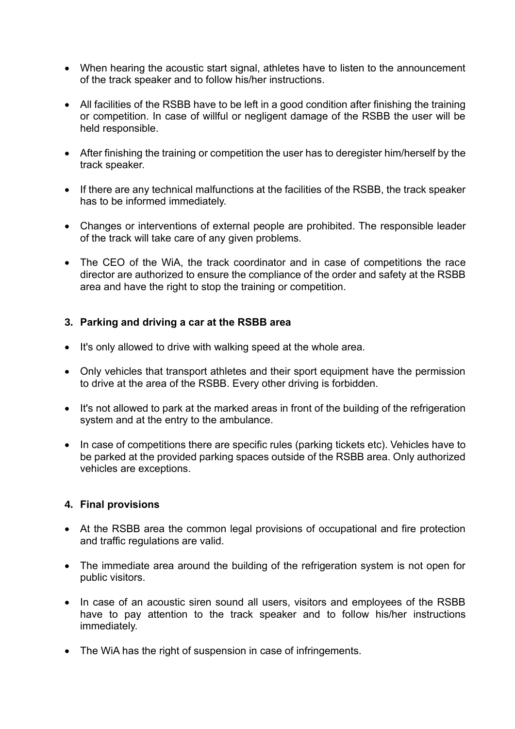- When hearing the acoustic start signal, athletes have to listen to the announcement of the track speaker and to follow his/her instructions.

- All facilities of the RSBB have to be left in a good condition after finishing the training or competition. In case of willful or negligent damage of the RSBB the user will be held responsible.

- After finishing the training or competition the user has to deregister him/herself by the track speaker.

- If there are any technical malfunctions at the facilities of the RSBB, the track speaker has to be informed immediately.

- Changes or interventions of external people are prohibited. The responsible leader of the track will take care of any given problems.

- The CEO of the WiA, the track coordinator and in case of competitions the race director are authorized to ensure the compliance of the order and safety at the RSBB area and have the right to stop the training or competition.

## 3. Parking and driving a car at the RSBB area

- It's only allowed to drive with walking speed at the whole area.

- Only vehicles that transport athletes and their sport equipment have the permission to drive at the area of the RSBB. Every other driving is forbidden.

- It's not allowed to park at the marked areas in front of the building of the refrigeration system and at the entry to the ambulance.

- In case of competitions there are specific rules (parking tickets etc). Vehicles have to be parked at the provided parking spaces outside of the RSBB area. Only authorized vehicles are exceptions.

## 4. Final provisions

- At the RSBB area the common legal provisions of occupational and fire protection and traffic regulations are valid.

- The immediate area around the building of the refrigeration system is not open for public visitors.

- In case of an acoustic siren sound all users, visitors and employees of the RSBB have to pay attention to the track speaker and to follow his/her instructions immediately.

- The WiA has the right of suspension in case of infringements.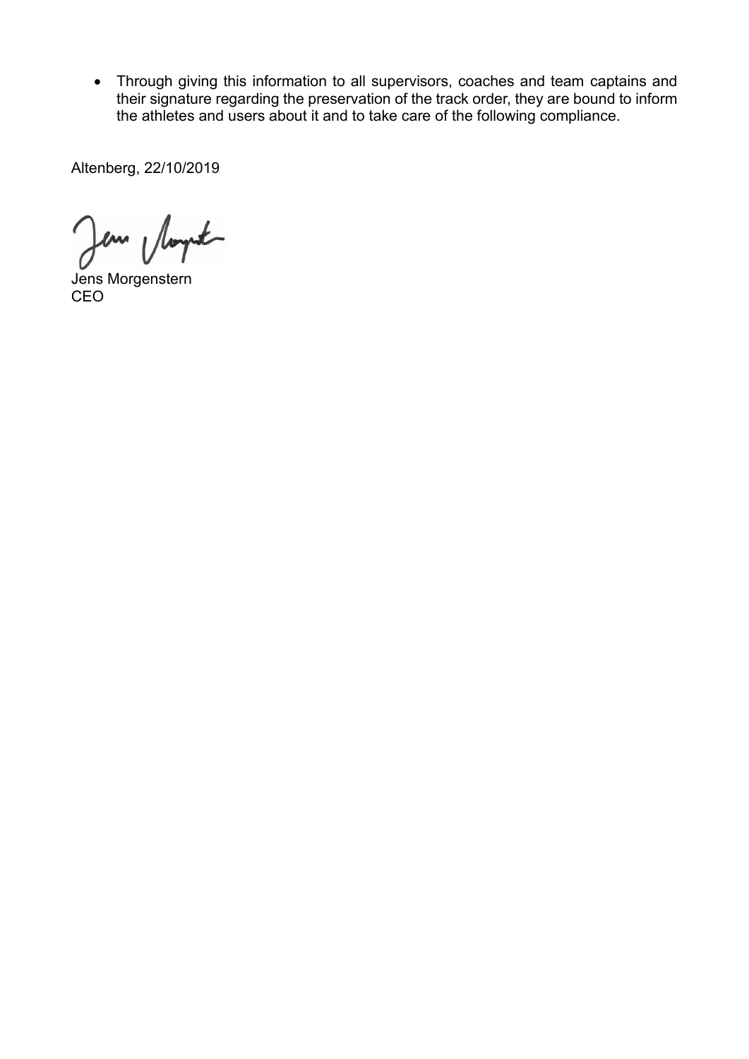- Through giving this information to all supervisors, coaches and team captains and their signature regarding the preservation of the track order, they are bound to inform the athletes and users about it and to take care of the following compliance.

Altenberg, 22/10/2019

Jens Morgenstern
CEO